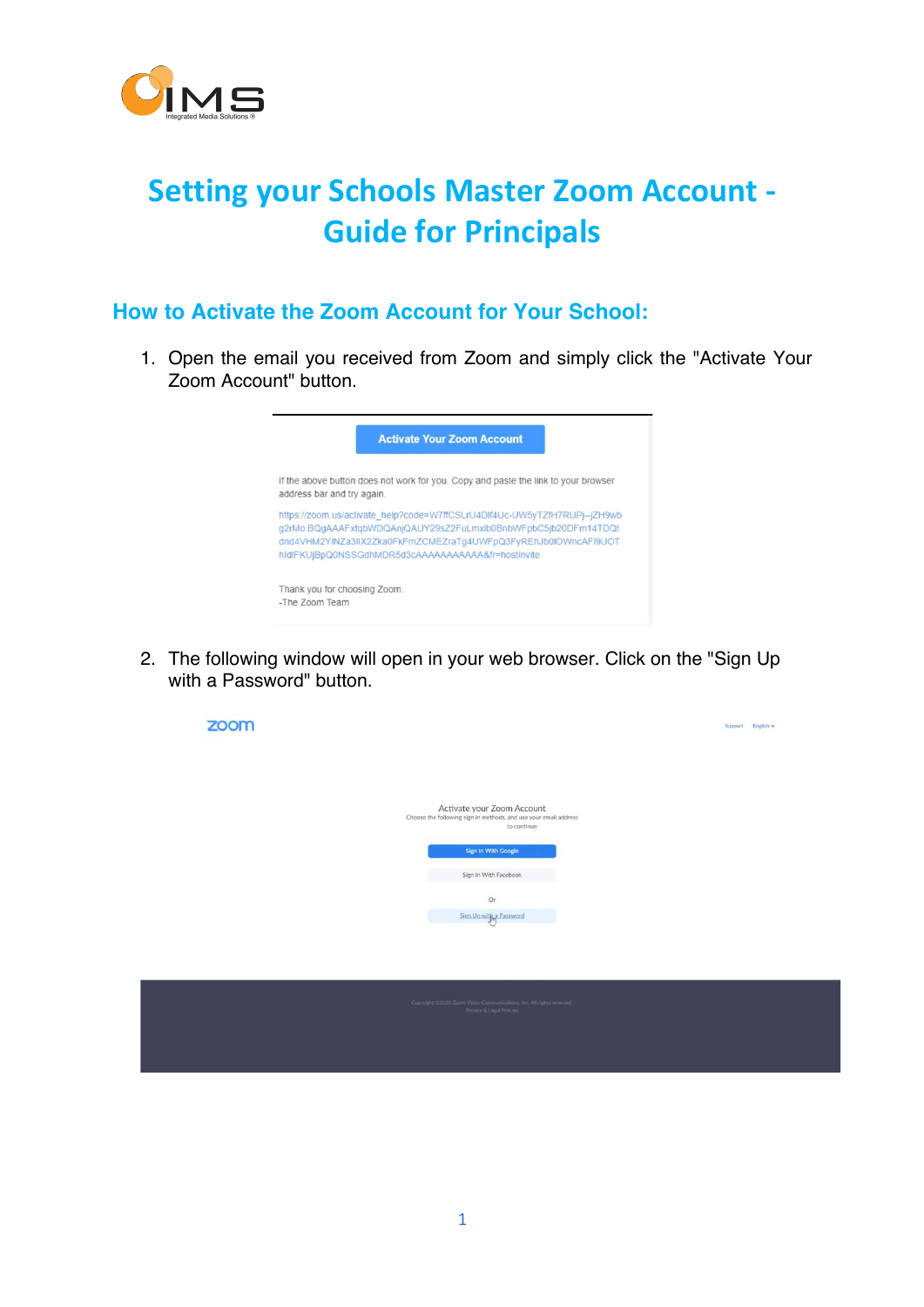# Setting your Schools Master Zoom Account - Guide for Principals

## How to Activate the Zoom Account for Your School:

1. Open the email you received from Zoom and simply click the "Activate Your Zoom Account" button.

2. The following window will open in your web browser. Click on the "Sign Up with a Password" button.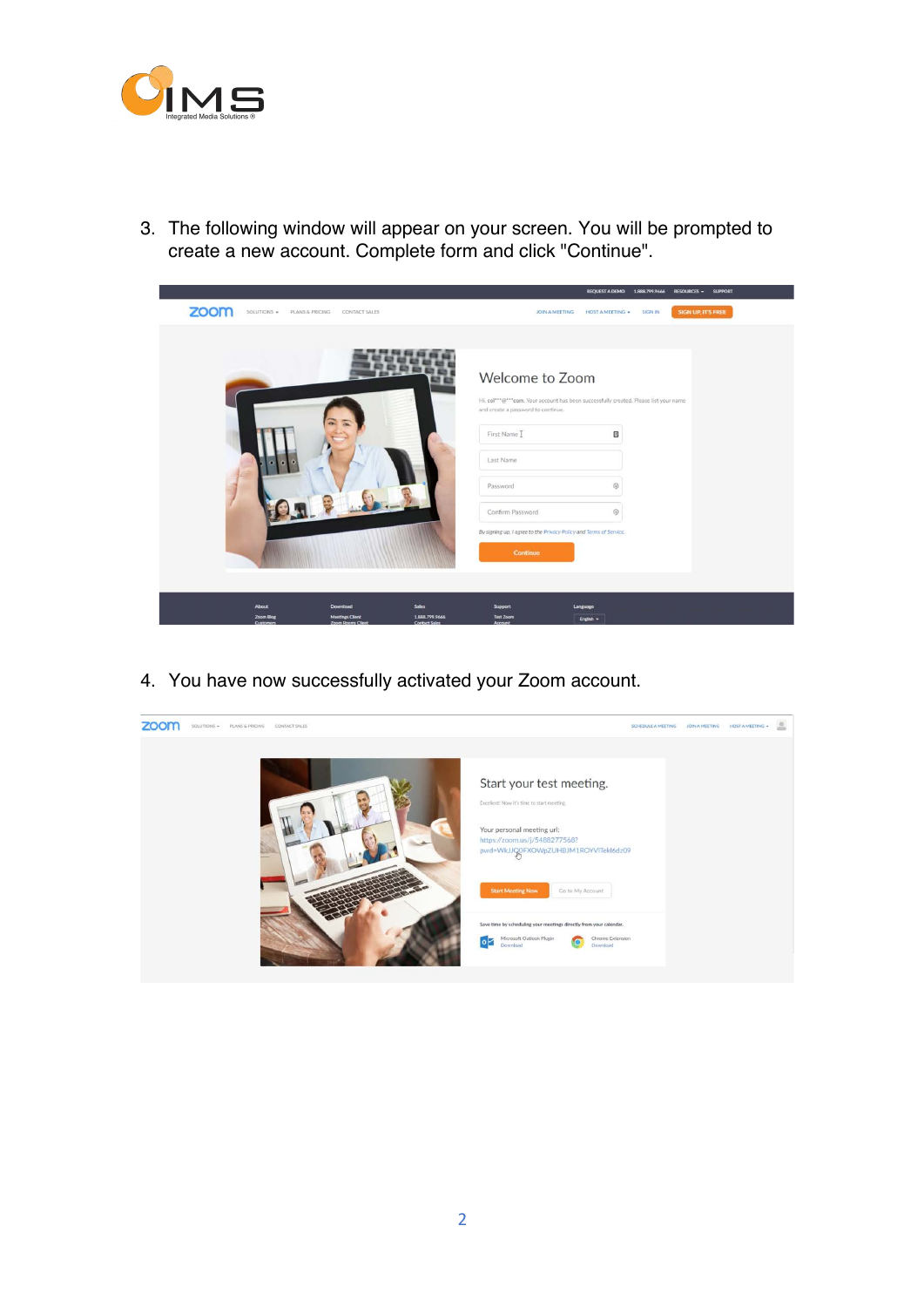3. The following window will appear on your screen. You will be prompted to create a new account. Complete form and click "Continue".

4. You have now successfully activated your Zoom account.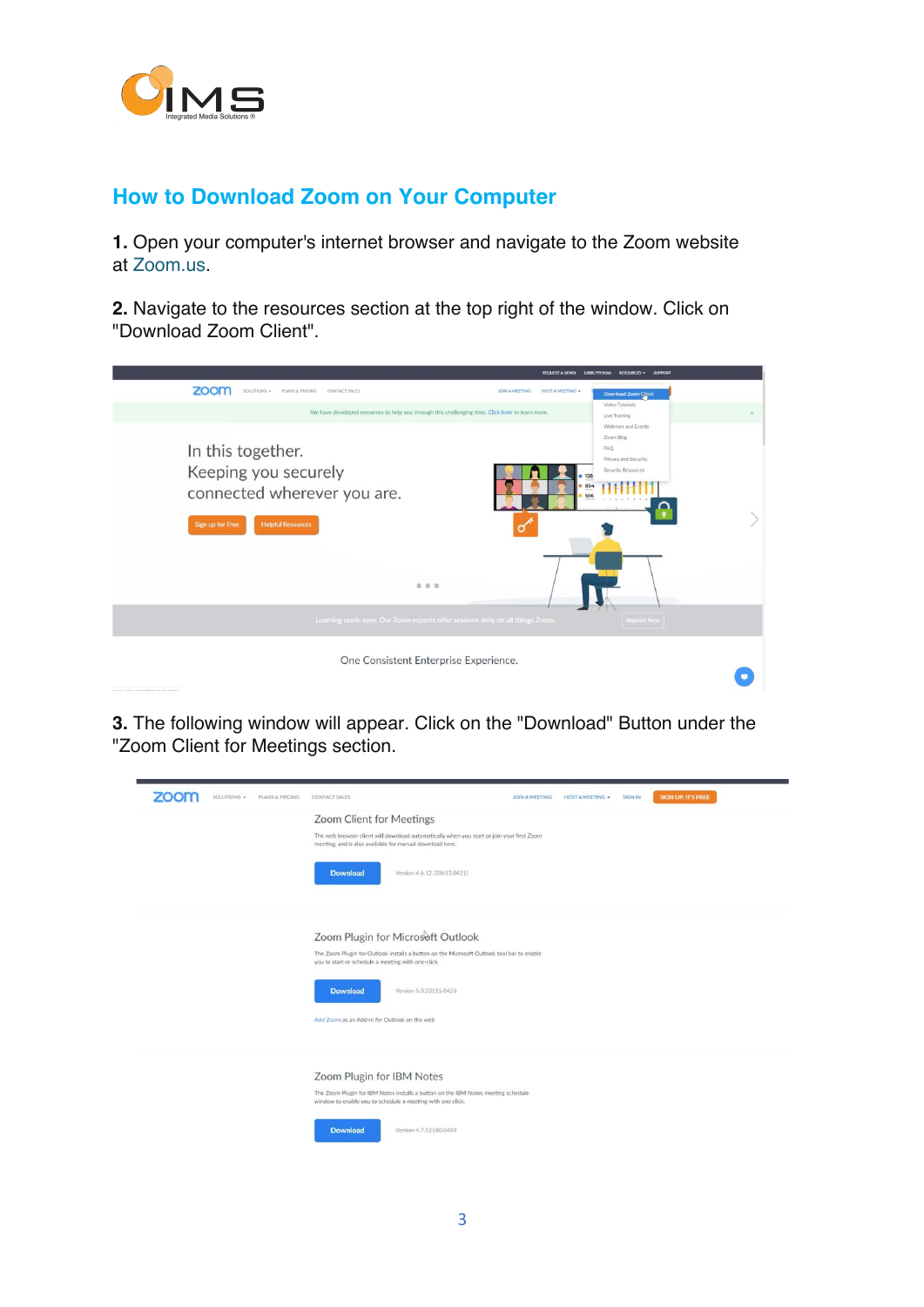## How to Download Zoom on Your Computer

**1.** Open your computer's internet browser and navigate to the Zoom website at Zoom.us.

**2.** Navigate to the resources section at the top right of the window. Click on "Download Zoom Client".

**3.** The following window will appear. Click on the "Download" Button under the "Zoom Client for Meetings section.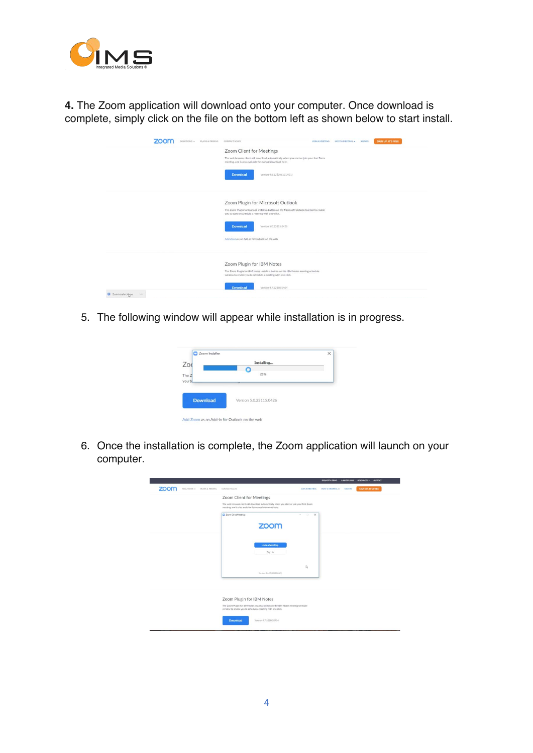**4.** The Zoom application will download onto your computer. Once download is complete, simply click on the file on the bottom left as shown below to start install.

5. The following window will appear while installation is in progress.

6. Once the installation is complete, the Zoom application will launch on your computer.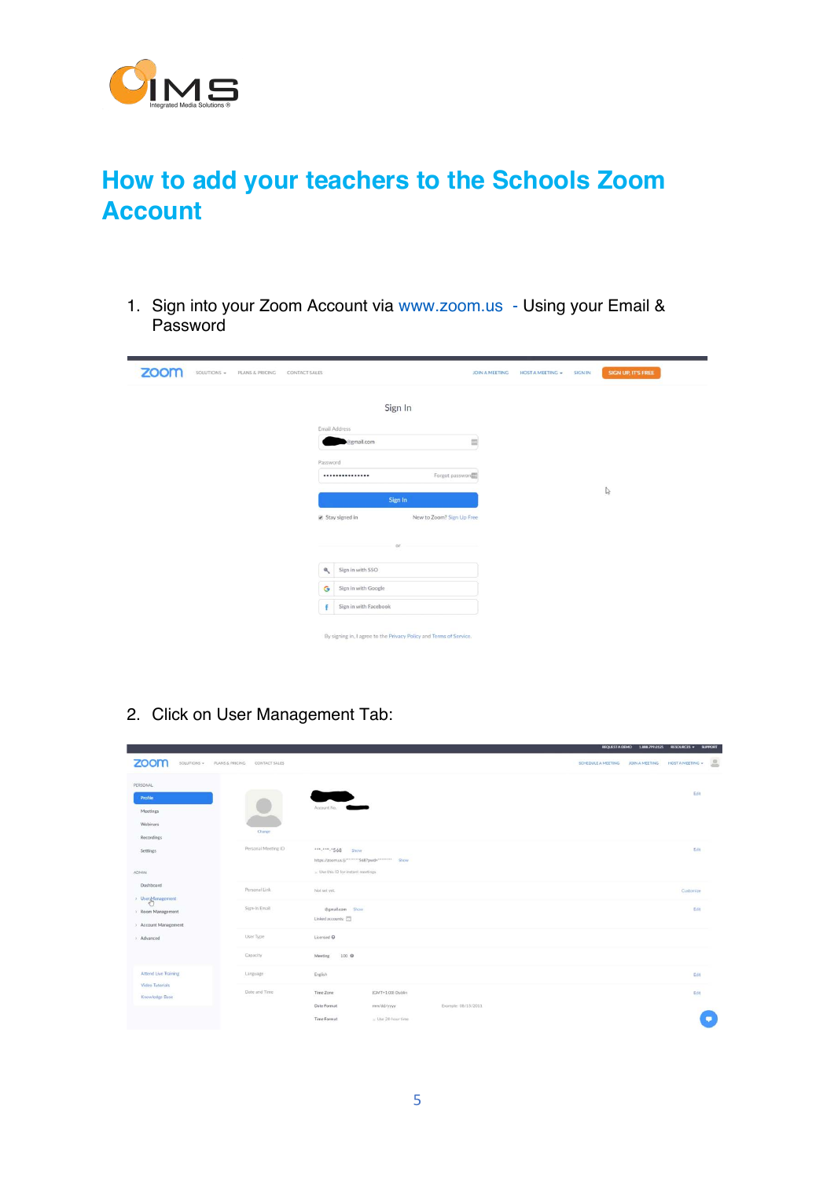# How to add your teachers to the Schools Zoom Account

1. Sign into your Zoom Account via www.zoom.us - Using your Email & Password

2. Click on User Management Tab: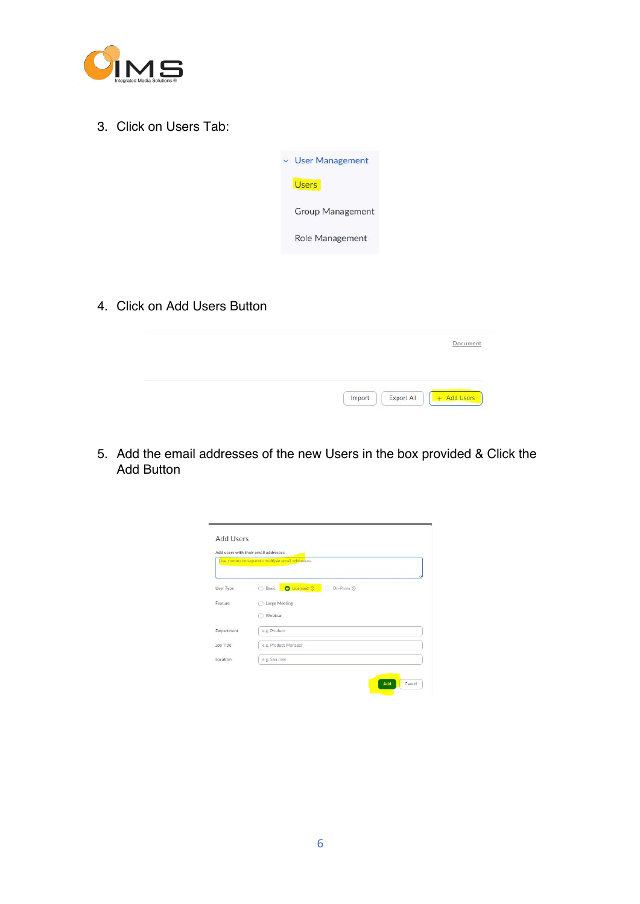3. Click on Users Tab:

4. Click on Add Users Button

5. Add the email addresses of the new Users in the box provided & Click the Add Button